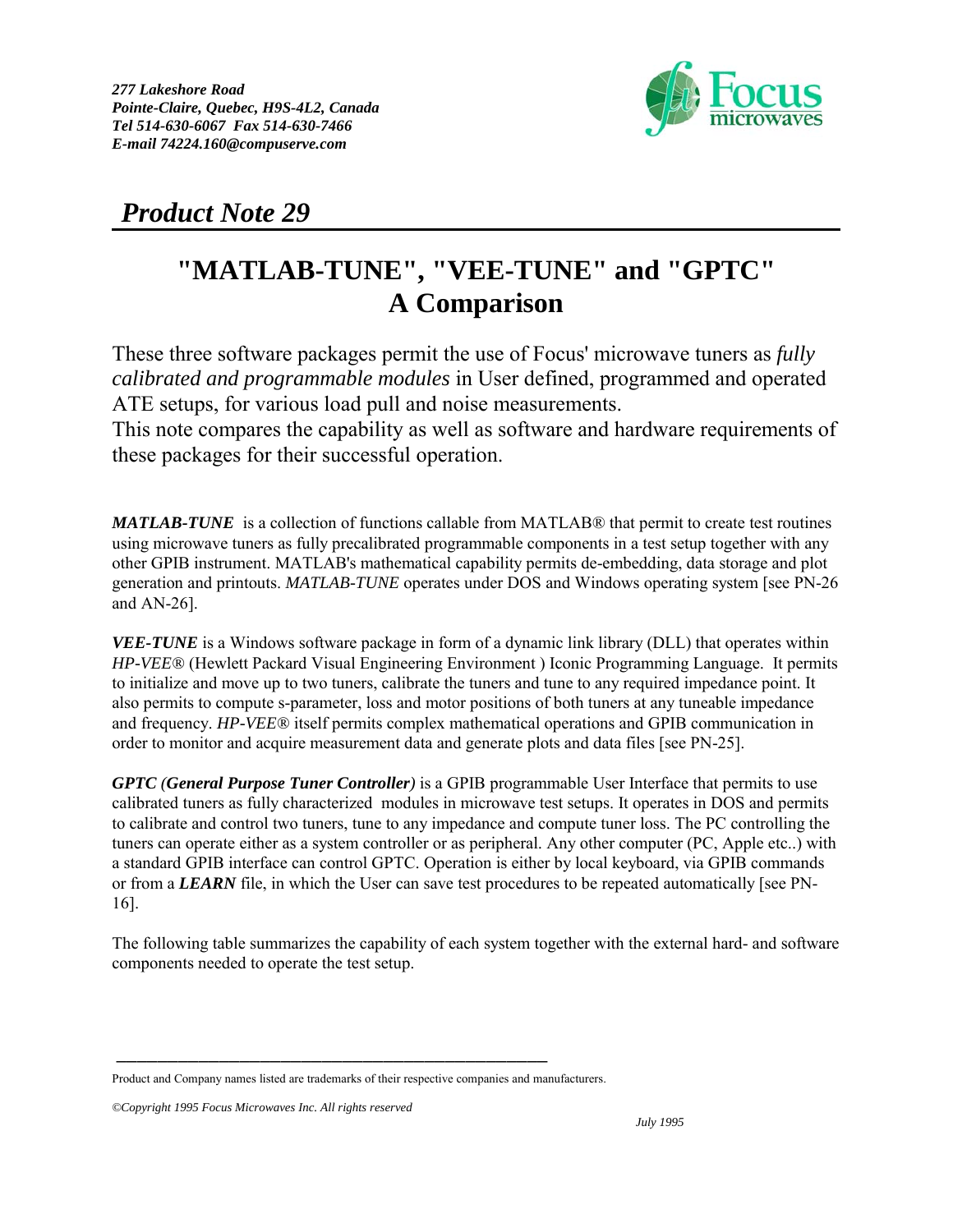*277 Lakeshore Road*
*Pointe-Claire, Quebec, H9S-4L2, Canada*
*Tel 514-630-6067 Fax 514-630-7466*
*E-mail 74224.160@compuserve.com*

Focus microwaves

## *Product Note 29*

# "MATLAB-TUNE", "VEE-TUNE" and "GPTC" A Comparison

These three software packages permit the use of Focus' microwave tuners as *fully calibrated and programmable modules* in User defined, programmed and operated ATE setups, for various load pull and noise measurements.
This note compares the capability as well as software and hardware requirements of these packages for their successful operation.

***MATLAB-TUNE*** is a collection of functions callable from MATLAB® that permit to create test routines using microwave tuners as fully precalibrated programmable components in a test setup together with any other GPIB instrument. MATLAB's mathematical capability permits de-embedding, data storage and plot generation and printouts. *MATLAB-TUNE* operates under DOS and Windows operating system [see PN-26 and AN-26].

***VEE-TUNE*** is a Windows software package in form of a dynamic link library (DLL) that operates within *HP-VEE®* (Hewlett Packard Visual Engineering Environment ) Iconic Programming Language. It permits to initialize and move up to two tuners, calibrate the tuners and tune to any required impedance point. It also permits to compute s-parameter, loss and motor positions of both tuners at any tuneable impedance and frequency. *HP-VEE®* itself permits complex mathematical operations and GPIB communication in order to monitor and acquire measurement data and generate plots and data files [see PN-25].

***GPTC (General Purpose Tuner Controller)*** is a GPIB programmable User Interface that permits to use calibrated tuners as fully characterized modules in microwave test setups. It operates in DOS and permits to calibrate and control two tuners, tune to any impedance and compute tuner loss. The PC controlling the tuners can operate either as a system controller or as peripheral. Any other computer (PC, Apple etc..) with a standard GPIB interface can control GPTC. Operation is either by local keyboard, via GPIB commands or from a ***LEARN*** file, in which the User can save test procedures to be repeated automatically [see PN-16].

The following table summarizes the capability of each system together with the external hard- and software components needed to operate the test setup.

---

Product and Company names listed are trademarks of their respective companies and manufacturers.

*©Copyright 1995 Focus Microwaves Inc. All rights reserved*

*July 1995*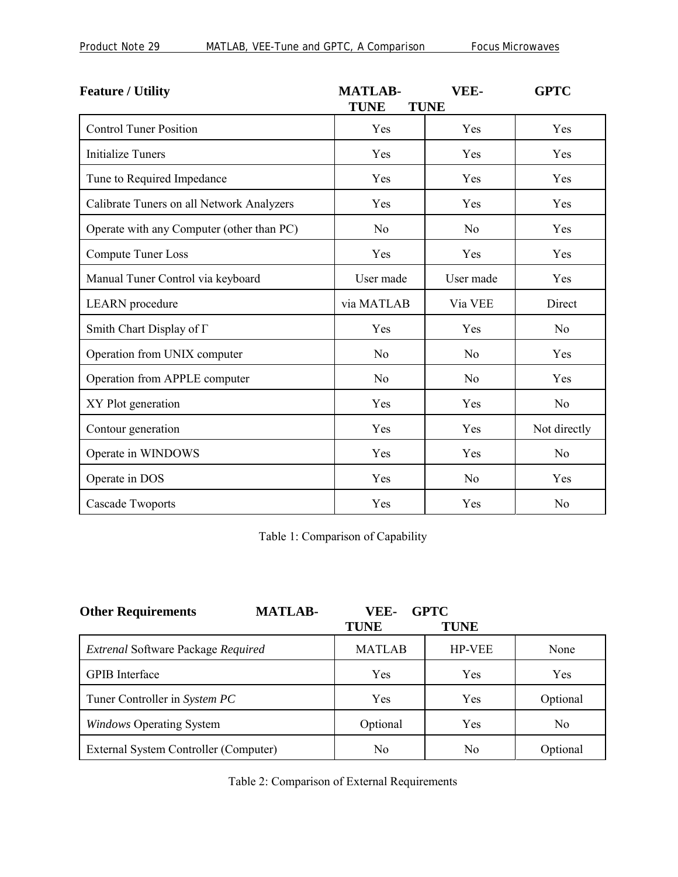| Feature / Utility | MATLAB-TUNE | VEE-TUNE | GPTC |
|---|---|---|---|
| Control Tuner Position | Yes | Yes | Yes |
| Initialize Tuners | Yes | Yes | Yes |
| Tune to Required Impedance | Yes | Yes | Yes |
| Calibrate Tuners on all Network Analyzers | Yes | Yes | Yes |
| Operate with any Computer (other than PC) | No | No | Yes |
| Compute Tuner Loss | Yes | Yes | Yes |
| Manual Tuner Control via keyboard | User made | User made | Yes |
| LEARN procedure | via MATLAB | Via VEE | Direct |
| Smith Chart Display of Γ | Yes | Yes | No |
| Operation from UNIX computer | No | No | Yes |
| Operation from APPLE computer | No | No | Yes |
| XY Plot generation | Yes | Yes | No |
| Contour generation | Yes | Yes | Not directly |
| Operate in WINDOWS | Yes | Yes | No |
| Operate in DOS | Yes | No | Yes |
| Cascade Twoports | Yes | Yes | No |

Table 1: Comparison of Capability

| Other Requirements | MATLAB-TUNE | VEE-TUNE | GPTC |
|---|---|---|---|
| *Extrenal* Software Package *Required* | MATLAB | HP-VEE | None |
| GPIB Interface | Yes | Yes | Yes |
| Tuner Controller in *System PC* | Yes | Yes | Optional |
| *Windows* Operating System | Optional | Yes | No |
| External System Controller (Computer) | No | No | Optional |

Table 2: Comparison of External Requirements